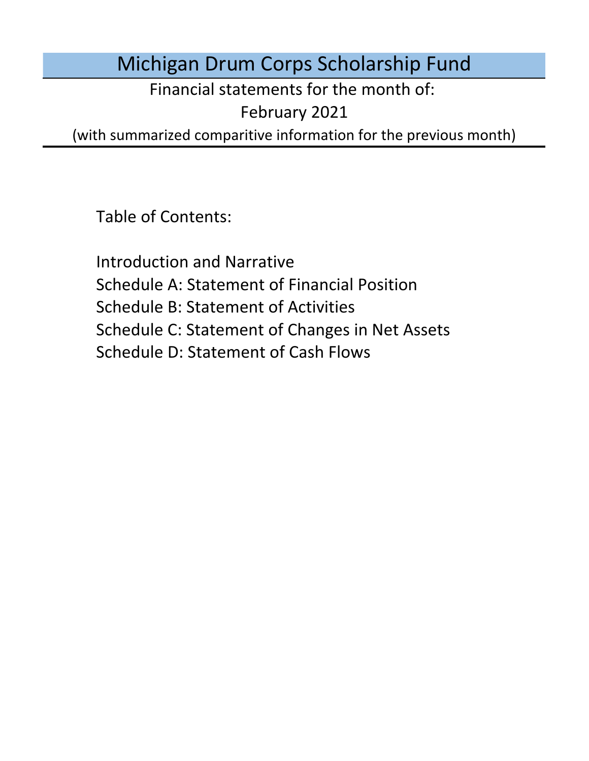# Michigan Drum Corps Scholarship Fund

Financial statements for the month of:

February 2021

(with summarized comparitive information for the previous month)

Table of Contents:

Introduction and Narrative

Schedule A: Statement of Financial Position

Schedule B: Statement of Activities

Schedule C: Statement of Changes in Net Assets

Schedule D: Statement of Cash Flows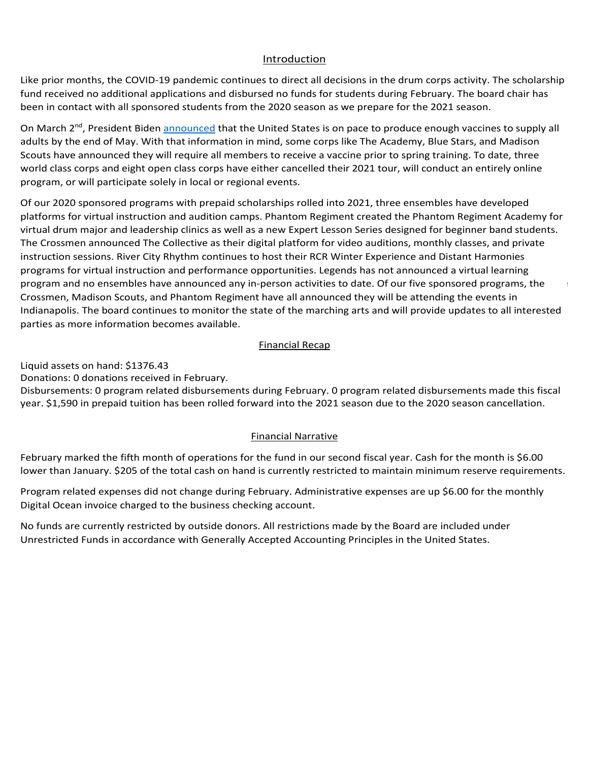## Introduction

Like prior months, the COVID-19 pandemic continues to direct all decisions in the drum corps activity. The scholarship fund received no additional applications and disbursed no funds for students during February. The board chair has been in contact with all sponsored students from the 2020 season as we prepare for the 2021 season.

On March 2nd, President Biden announced that the United States is on pace to produce enough vaccines to supply all adults by the end of May. With that information in mind, some corps like The Academy, Blue Stars, and Madison Scouts have announced they will require all members to receive a vaccine prior to spring training. To date, three world class corps and eight open class corps have either cancelled their 2021 tour, will conduct an entirely online program, or will participate solely in local or regional events.

Of our 2020 sponsored programs with prepaid scholarships rolled into 2021, three ensembles have developed platforms for virtual instruction and audition camps. Phantom Regiment created the Phantom Regiment Academy for virtual drum major and leadership clinics as well as a new Expert Lesson Series designed for beginner band students. The Crossmen announced The Collective as their digital platform for video auditions, monthly classes, and private instruction sessions. River City Rhythm continues to host their RCR Winter Experience and Distant Harmonies programs for virtual instruction and performance opportunities. Legends has not announced a virtual learning program and no ensembles have announced any in-person activities to date. Of our five sponsored programs, the Crossmen, Madison Scouts, and Phantom Regiment have all announced they will be attending the events in Indianapolis. The board continues to monitor the state of the marching arts and will provide updates to all interested parties as more information becomes available.

## Financial Recap

Liquid assets on hand: $1376.43
Donations: 0 donations received in February.
Disbursements: 0 program related disbursements during February. 0 program related disbursements made this fiscal year. $1,590 in prepaid tuition has been rolled forward into the 2021 season due to the 2020 season cancellation.

## Financial Narrative

February marked the fifth month of operations for the fund in our second fiscal year. Cash for the month is $6.00 lower than January. $205 of the total cash on hand is currently restricted to maintain minimum reserve requirements.

Program related expenses did not change during February. Administrative expenses are up $6.00 for the monthly Digital Ocean invoice charged to the business checking account.

No funds are currently restricted by outside donors. All restrictions made by the Board are included under Unrestricted Funds in accordance with Generally Accepted Accounting Principles in the United States.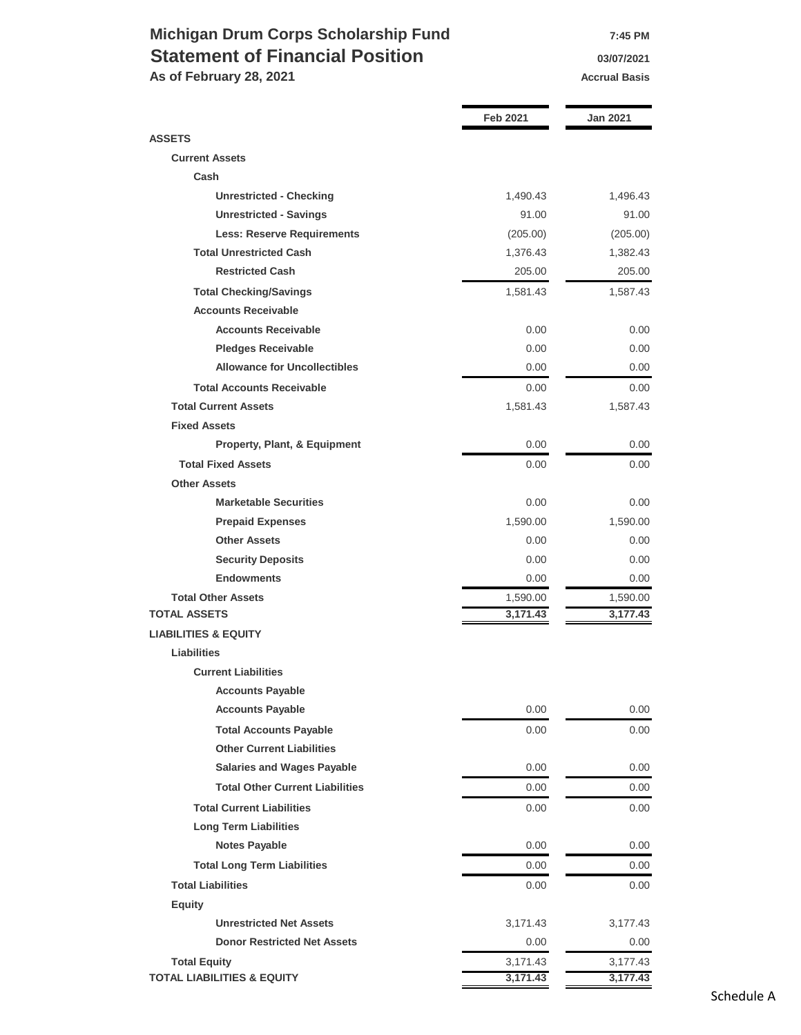# Michigan Drum Corps Scholarship Fund

## Statement of Financial Position

**As of February 28, 2021**

7:45 PM
03/07/2021
Accrual Basis

| | Feb 2021 | Jan 2021 |
|---|---|---|
| **ASSETS** | | |
| **Current Assets** | | |
| **Cash** | | |
| **Unrestricted - Checking** | 1,490.43 | 1,496.43 |
| **Unrestricted - Savings** | 91.00 | 91.00 |
| **Less: Reserve Requirements** | (205.00) | (205.00) |
| **Total Unrestricted Cash** | 1,376.43 | 1,382.43 |
| **Restricted Cash** | 205.00 | 205.00 |
| **Total Checking/Savings** | 1,581.43 | 1,587.43 |
| **Accounts Receivable** | | |
| **Accounts Receivable** | 0.00 | 0.00 |
| **Pledges Receivable** | 0.00 | 0.00 |
| **Allowance for Uncollectibles** | 0.00 | 0.00 |
| **Total Accounts Receivable** | 0.00 | 0.00 |
| **Total Current Assets** | 1,581.43 | 1,587.43 |
| **Fixed Assets** | | |
| **Property, Plant, & Equipment** | 0.00 | 0.00 |
| **Total Fixed Assets** | 0.00 | 0.00 |
| **Other Assets** | | |
| **Marketable Securities** | 0.00 | 0.00 |
| **Prepaid Expenses** | 1,590.00 | 1,590.00 |
| **Other Assets** | 0.00 | 0.00 |
| **Security Deposits** | 0.00 | 0.00 |
| **Endowments** | 0.00 | 0.00 |
| **Total Other Assets** | 1,590.00 | 1,590.00 |
| **TOTAL ASSETS** | **3,171.43** | **3,177.43** |
| **LIABILITIES & EQUITY** | | |
| **Liabilities** | | |
| **Current Liabilities** | | |
| **Accounts Payable** | | |
| **Accounts Payable** | 0.00 | 0.00 |
| **Total Accounts Payable** | 0.00 | 0.00 |
| **Other Current Liabilities** | | |
| **Salaries and Wages Payable** | 0.00 | 0.00 |
| **Total Other Current Liabilities** | 0.00 | 0.00 |
| **Total Current Liabilities** | 0.00 | 0.00 |
| **Long Term Liabilities** | | |
| **Notes Payable** | 0.00 | 0.00 |
| **Total Long Term Liabilities** | 0.00 | 0.00 |
| **Total Liabilities** | 0.00 | 0.00 |
| **Equity** | | |
| **Unrestricted Net Assets** | 3,171.43 | 3,177.43 |
| **Donor Restricted Net Assets** | 0.00 | 0.00 |
| **Total Equity** | 3,171.43 | 3,177.43 |
| **TOTAL LIABILITIES & EQUITY** | **3,171.43** | **3,177.43** |

Schedule A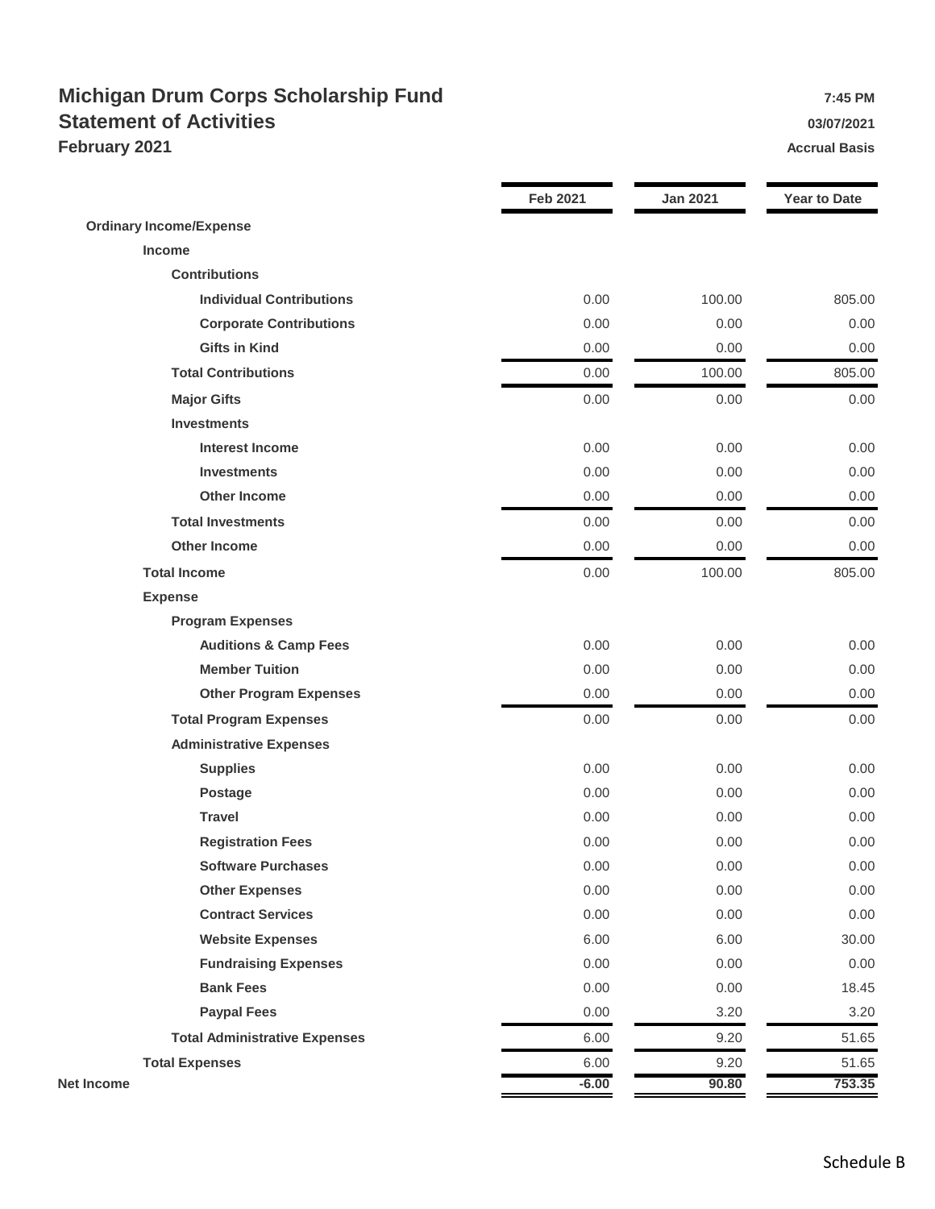# Michigan Drum Corps Scholarship Fund

## Statement of Activities

### February 2021

7:45 PM
03/07/2021
Accrual Basis

| | Feb 2021 | Jan 2021 | Year to Date |
|---|---|---|---|
| **Ordinary Income/Expense** | | | |
| **Income** | | | |
| **Contributions** | | | |
| **Individual Contributions** | 0.00 | 100.00 | 805.00 |
| **Corporate Contributions** | 0.00 | 0.00 | 0.00 |
| **Gifts in Kind** | 0.00 | 0.00 | 0.00 |
| **Total Contributions** | 0.00 | 100.00 | 805.00 |
| **Major Gifts** | 0.00 | 0.00 | 0.00 |
| **Investments** | | | |
| **Interest Income** | 0.00 | 0.00 | 0.00 |
| **Investments** | 0.00 | 0.00 | 0.00 |
| **Other Income** | 0.00 | 0.00 | 0.00 |
| **Total Investments** | 0.00 | 0.00 | 0.00 |
| **Other Income** | 0.00 | 0.00 | 0.00 |
| **Total Income** | 0.00 | 100.00 | 805.00 |
| **Expense** | | | |
| **Program Expenses** | | | |
| **Auditions & Camp Fees** | 0.00 | 0.00 | 0.00 |
| **Member Tuition** | 0.00 | 0.00 | 0.00 |
| **Other Program Expenses** | 0.00 | 0.00 | 0.00 |
| **Total Program Expenses** | 0.00 | 0.00 | 0.00 |
| **Administrative Expenses** | | | |
| **Supplies** | 0.00 | 0.00 | 0.00 |
| **Postage** | 0.00 | 0.00 | 0.00 |
| **Travel** | 0.00 | 0.00 | 0.00 |
| **Registration Fees** | 0.00 | 0.00 | 0.00 |
| **Software Purchases** | 0.00 | 0.00 | 0.00 |
| **Other Expenses** | 0.00 | 0.00 | 0.00 |
| **Contract Services** | 0.00 | 0.00 | 0.00 |
| **Website Expenses** | 6.00 | 6.00 | 30.00 |
| **Fundraising Expenses** | 0.00 | 0.00 | 0.00 |
| **Bank Fees** | 0.00 | 0.00 | 18.45 |
| **Paypal Fees** | 0.00 | 3.20 | 3.20 |
| **Total Administrative Expenses** | 6.00 | 9.20 | 51.65 |
| **Total Expenses** | 6.00 | 9.20 | 51.65 |
| **Net Income** | **-6.00** | **90.80** | **753.35** |

Schedule B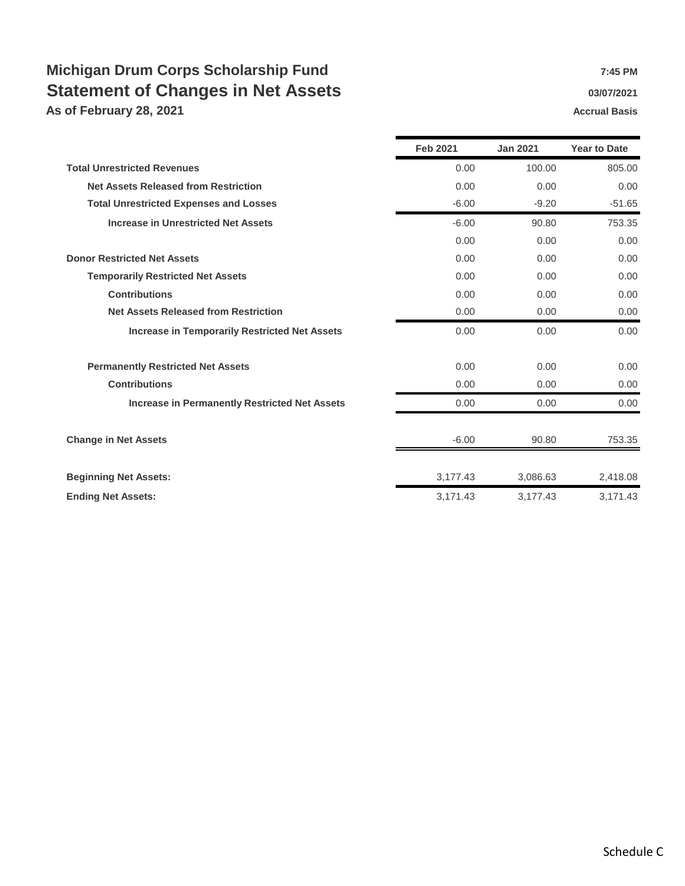# Michigan Drum Corps Scholarship Fund

7:45 PM

## Statement of Changes in Net Assets

03/07/2021

### As of February 28, 2021

Accrual Basis

| | Feb 2021 | Jan 2021 | Year to Date |
|---|---|---|---|
| **Total Unrestricted Revenues** | 0.00 | 100.00 | 805.00 |
| **Net Assets Released from Restriction** | 0.00 | 0.00 | 0.00 |
| **Total Unrestricted Expenses and Losses** | -6.00 | -9.20 | -51.65 |
| **Increase in Unrestricted Net Assets** | -6.00 | 90.80 | 753.35 |
| | 0.00 | 0.00 | 0.00 |
| **Donor Restricted Net Assets** | 0.00 | 0.00 | 0.00 |
| **Temporarily Restricted Net Assets** | 0.00 | 0.00 | 0.00 |
| **Contributions** | 0.00 | 0.00 | 0.00 |
| **Net Assets Released from Restriction** | 0.00 | 0.00 | 0.00 |
| **Increase in Temporarily Restricted Net Assets** | 0.00 | 0.00 | 0.00 |
| **Permanently Restricted Net Assets** | 0.00 | 0.00 | 0.00 |
| **Contributions** | 0.00 | 0.00 | 0.00 |
| **Increase in Permanently Restricted Net Assets** | 0.00 | 0.00 | 0.00 |
| **Change in Net Assets** | -6.00 | 90.80 | 753.35 |
| **Beginning Net Assets:** | 3,177.43 | 3,086.63 | 2,418.08 |
| **Ending Net Assets:** | 3,171.43 | 3,177.43 | 3,171.43 |

Schedule C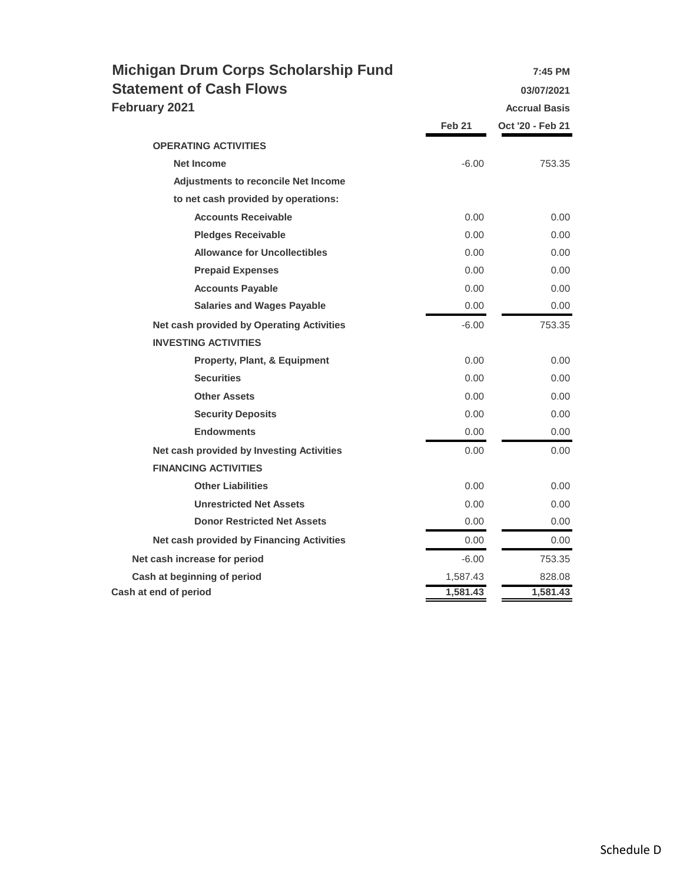# Michigan Drum Corps Scholarship Fund

## Statement of Cash Flows

### February 2021

7:45 PM
03/07/2021
Accrual Basis

| | Feb 21 | Oct '20 - Feb 21 |
|---|---|---|
| **OPERATING ACTIVITIES** | | |
| **Net Income** | -6.00 | 753.35 |
| **Adjustments to reconcile Net Income to net cash provided by operations:** | | |
| **Accounts Receivable** | 0.00 | 0.00 |
| **Pledges Receivable** | 0.00 | 0.00 |
| **Allowance for Uncollectibles** | 0.00 | 0.00 |
| **Prepaid Expenses** | 0.00 | 0.00 |
| **Accounts Payable** | 0.00 | 0.00 |
| **Salaries and Wages Payable** | 0.00 | 0.00 |
| **Net cash provided by Operating Activities** | -6.00 | 753.35 |
| **INVESTING ACTIVITIES** | | |
| **Property, Plant, & Equipment** | 0.00 | 0.00 |
| **Securities** | 0.00 | 0.00 |
| **Other Assets** | 0.00 | 0.00 |
| **Security Deposits** | 0.00 | 0.00 |
| **Endowments** | 0.00 | 0.00 |
| **Net cash provided by Investing Activities** | 0.00 | 0.00 |
| **FINANCING ACTIVITIES** | | |
| **Other Liabilities** | 0.00 | 0.00 |
| **Unrestricted Net Assets** | 0.00 | 0.00 |
| **Donor Restricted Net Assets** | 0.00 | 0.00 |
| **Net cash provided by Financing Activities** | 0.00 | 0.00 |
| **Net cash increase for period** | -6.00 | 753.35 |
| **Cash at beginning of period** | 1,587.43 | 828.08 |
| **Cash at end of period** | **1,581.43** | **1,581.43** |

Schedule D